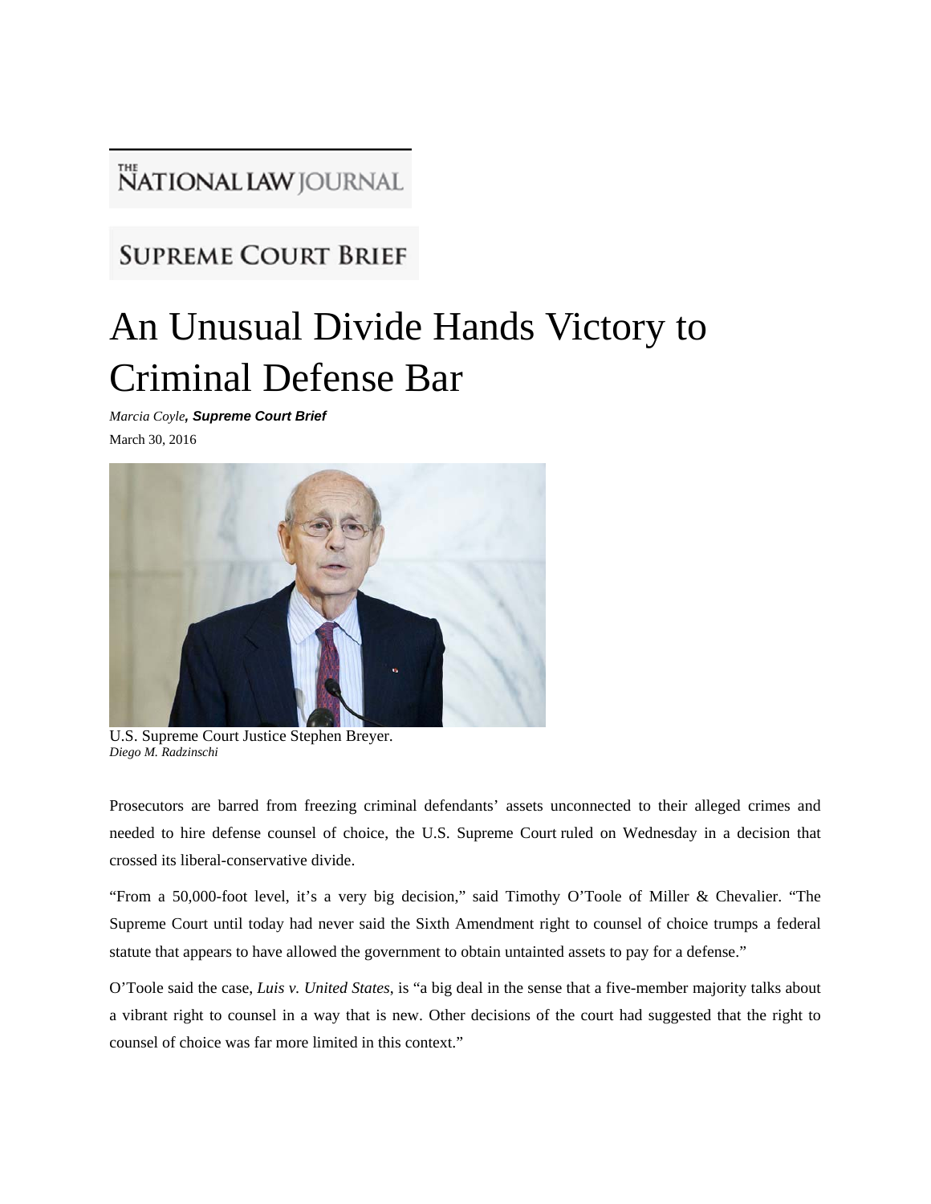THE NATIONAL LAW JOURNAL

SUPREME COURT BRIEF

# An Unusual Divide Hands Victory to Criminal Defense Bar

*Marcia Coyle*, ***Supreme Court Brief***

March 30, 2016

U.S. Supreme Court Justice Stephen Breyer.
*Diego M. Radzinschi*

Prosecutors are barred from freezing criminal defendants' assets unconnected to their alleged crimes and needed to hire defense counsel of choice, the U.S. Supreme Court ruled on Wednesday in a decision that crossed its liberal-conservative divide.

"From a 50,000-foot level, it's a very big decision," said Timothy O'Toole of Miller & Chevalier. "The Supreme Court until today had never said the Sixth Amendment right to counsel of choice trumps a federal statute that appears to have allowed the government to obtain untainted assets to pay for a defense."

O'Toole said the case, *Luis v. United States*, is "a big deal in the sense that a five-member majority talks about a vibrant right to counsel in a way that is new. Other decisions of the court had suggested that the right to counsel of choice was far more limited in this context."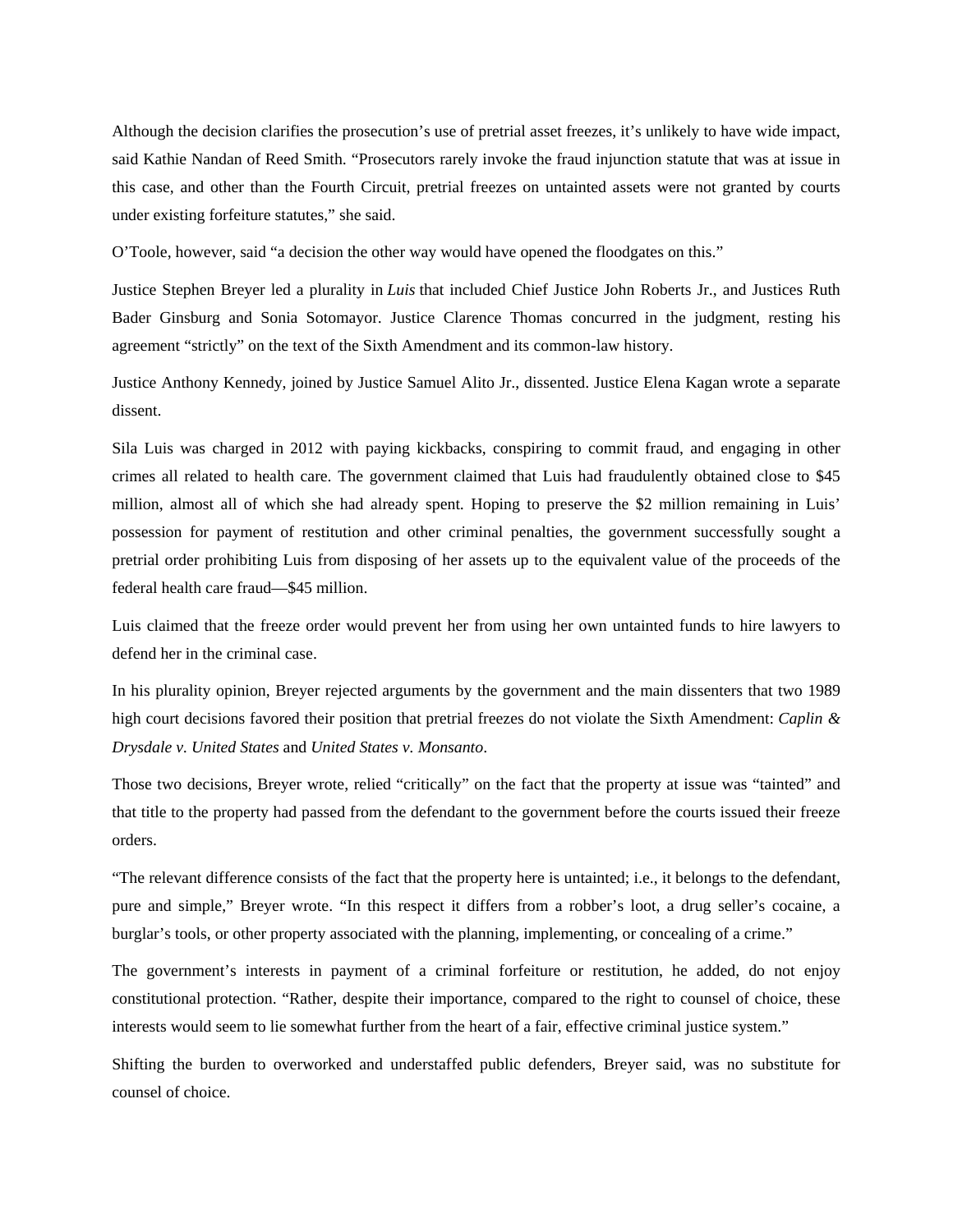Although the decision clarifies the prosecution's use of pretrial asset freezes, it's unlikely to have wide impact, said Kathie Nandan of Reed Smith. "Prosecutors rarely invoke the fraud injunction statute that was at issue in this case, and other than the Fourth Circuit, pretrial freezes on untainted assets were not granted by courts under existing forfeiture statutes," she said.

O'Toole, however, said "a decision the other way would have opened the floodgates on this."

Justice Stephen Breyer led a plurality in *Luis* that included Chief Justice John Roberts Jr., and Justices Ruth Bader Ginsburg and Sonia Sotomayor. Justice Clarence Thomas concurred in the judgment, resting his agreement "strictly" on the text of the Sixth Amendment and its common-law history.

Justice Anthony Kennedy, joined by Justice Samuel Alito Jr., dissented. Justice Elena Kagan wrote a separate dissent.

Sila Luis was charged in 2012 with paying kickbacks, conspiring to commit fraud, and engaging in other crimes all related to health care. The government claimed that Luis had fraudulently obtained close to $45 million, almost all of which she had already spent. Hoping to preserve the $2 million remaining in Luis' possession for payment of restitution and other criminal penalties, the government successfully sought a pretrial order prohibiting Luis from disposing of her assets up to the equivalent value of the proceeds of the federal health care fraud—$45 million.

Luis claimed that the freeze order would prevent her from using her own untainted funds to hire lawyers to defend her in the criminal case.

In his plurality opinion, Breyer rejected arguments by the government and the main dissenters that two 1989 high court decisions favored their position that pretrial freezes do not violate the Sixth Amendment: *Caplin & Drysdale v. United States* and *United States v. Monsanto*.

Those two decisions, Breyer wrote, relied "critically" on the fact that the property at issue was "tainted" and that title to the property had passed from the defendant to the government before the courts issued their freeze orders.

"The relevant difference consists of the fact that the property here is untainted; i.e., it belongs to the defendant, pure and simple," Breyer wrote. "In this respect it differs from a robber's loot, a drug seller's cocaine, a burglar's tools, or other property associated with the planning, implementing, or concealing of a crime."

The government's interests in payment of a criminal forfeiture or restitution, he added, do not enjoy constitutional protection. "Rather, despite their importance, compared to the right to counsel of choice, these interests would seem to lie somewhat further from the heart of a fair, effective criminal justice system."

Shifting the burden to overworked and understaffed public defenders, Breyer said, was no substitute for counsel of choice.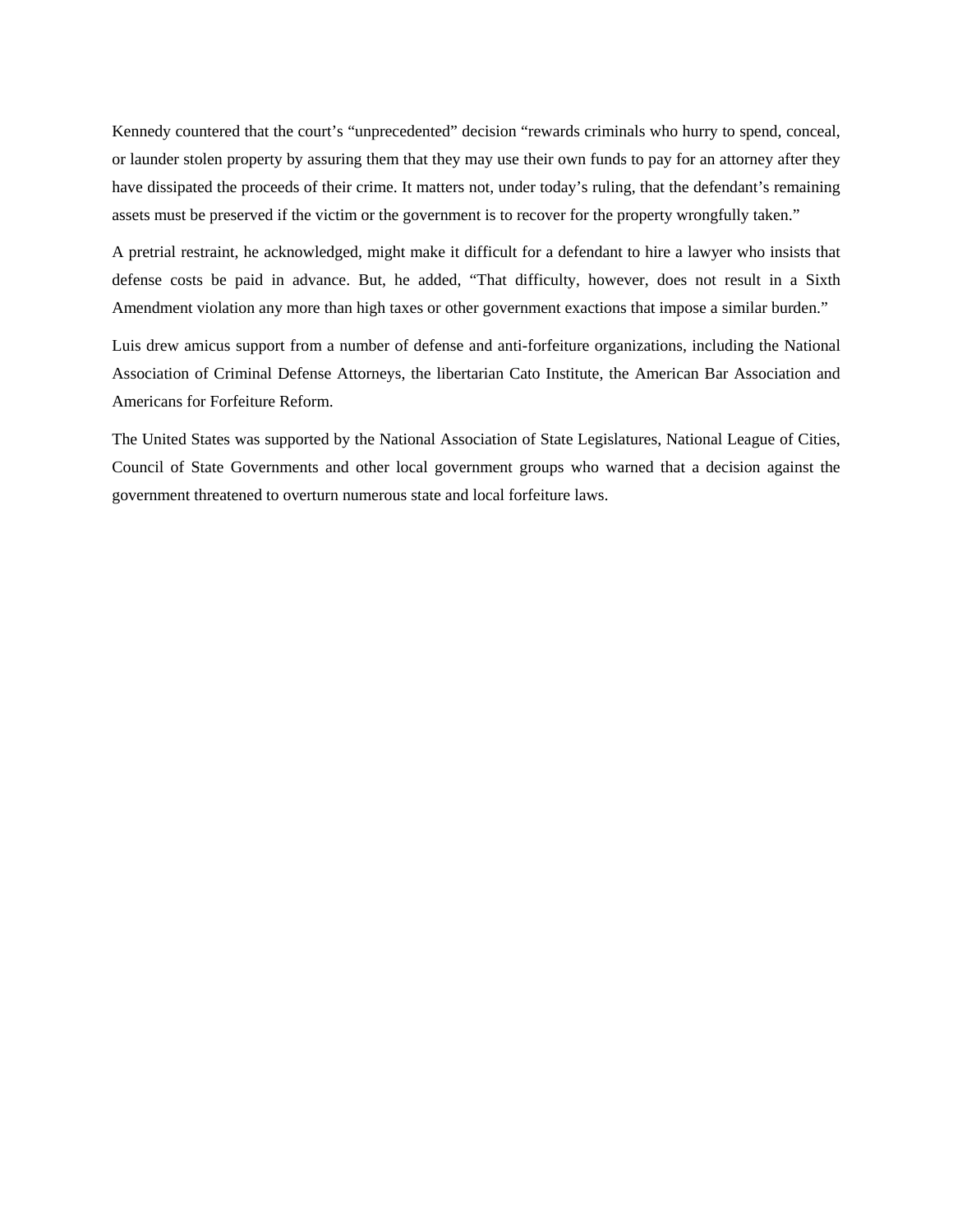Kennedy countered that the court's "unprecedented" decision "rewards criminals who hurry to spend, conceal, or launder stolen property by assuring them that they may use their own funds to pay for an attorney after they have dissipated the proceeds of their crime. It matters not, under today's ruling, that the defendant's remaining assets must be preserved if the victim or the government is to recover for the property wrongfully taken."

A pretrial restraint, he acknowledged, might make it difficult for a defendant to hire a lawyer who insists that defense costs be paid in advance. But, he added, "That difficulty, however, does not result in a Sixth Amendment violation any more than high taxes or other government exactions that impose a similar burden."

Luis drew amicus support from a number of defense and anti-forfeiture organizations, including the National Association of Criminal Defense Attorneys, the libertarian Cato Institute, the American Bar Association and Americans for Forfeiture Reform.

The United States was supported by the National Association of State Legislatures, National League of Cities, Council of State Governments and other local government groups who warned that a decision against the government threatened to overturn numerous state and local forfeiture laws.